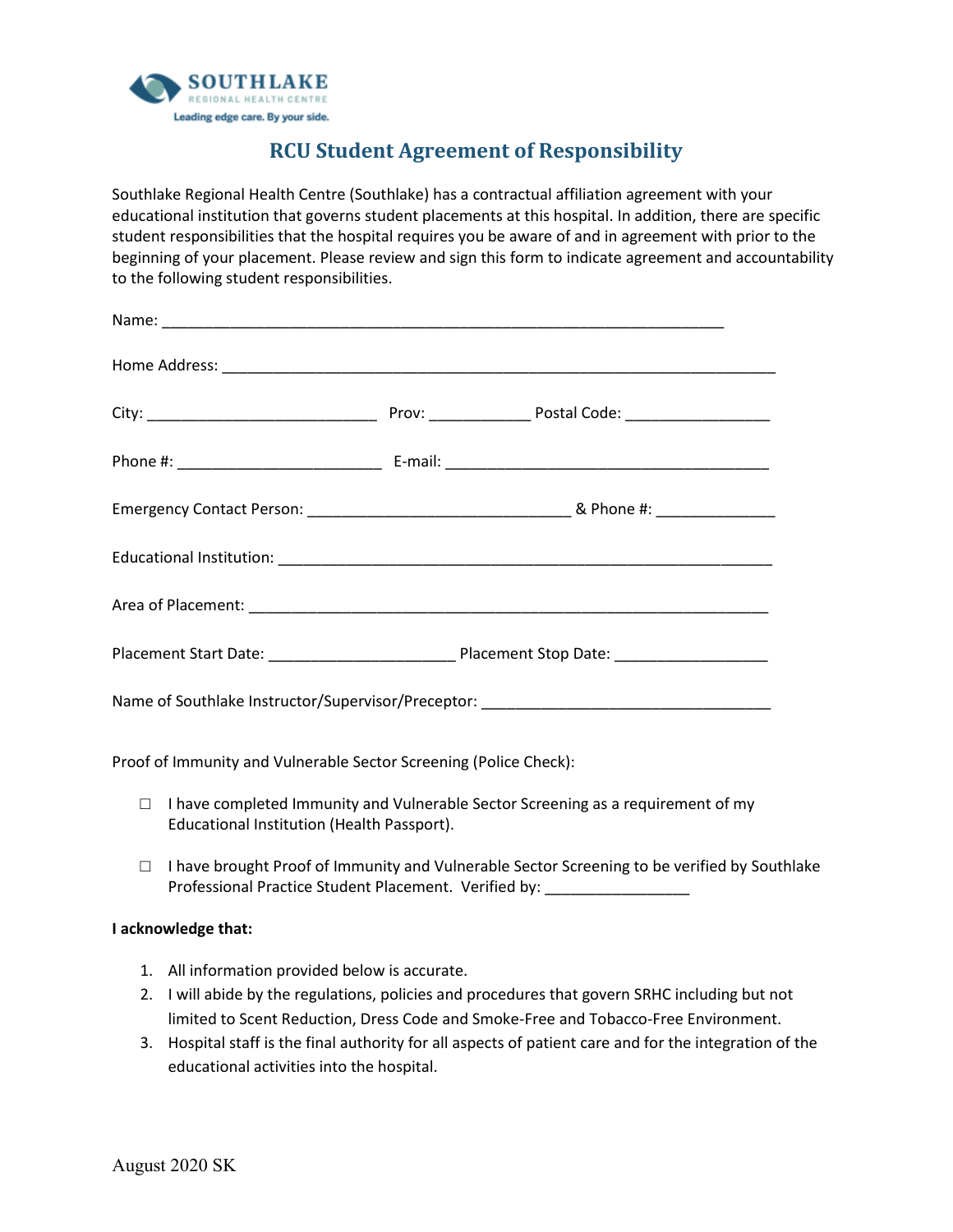SOUTHLAKE
REGIONAL HEALTH CENTRE
Leading edge care. By your side.

# RCU Student Agreement of Responsibility

Southlake Regional Health Centre (Southlake) has a contractual affiliation agreement with your educational institution that governs student placements at this hospital. In addition, there are specific student responsibilities that the hospital requires you be aware of and in agreement with prior to the beginning of your placement. Please review and sign this form to indicate agreement and accountability to the following student responsibilities.

Name: ____________________________________________________________________

Home Address: ______________________________________________________________

City: ___________________________ Prov: ____________ Postal Code: _________________

Phone #: ________________________ E-mail: ______________________________________

Emergency Contact Person: _______________________________ & Phone #: ______________

Educational Institution: __________________________________________________________

Area of Placement: ______________________________________________________________

Placement Start Date: ______________________ Placement Stop Date: __________________

Name of Southlake Instructor/Supervisor/Preceptor: __________________________________

Proof of Immunity and Vulnerable Sector Screening (Police Check):

- ☐ I have completed Immunity and Vulnerable Sector Screening as a requirement of my Educational Institution (Health Passport).

- ☐ I have brought Proof of Immunity and Vulnerable Sector Screening to be verified by Southlake Professional Practice Student Placement. Verified by: _________________

**I acknowledge that:**

1. All information provided below is accurate.
2. I will abide by the regulations, policies and procedures that govern SRHC including but not limited to Scent Reduction, Dress Code and Smoke-Free and Tobacco-Free Environment.
3. Hospital staff is the final authority for all aspects of patient care and for the integration of the educational activities into the hospital.

August 2020 SK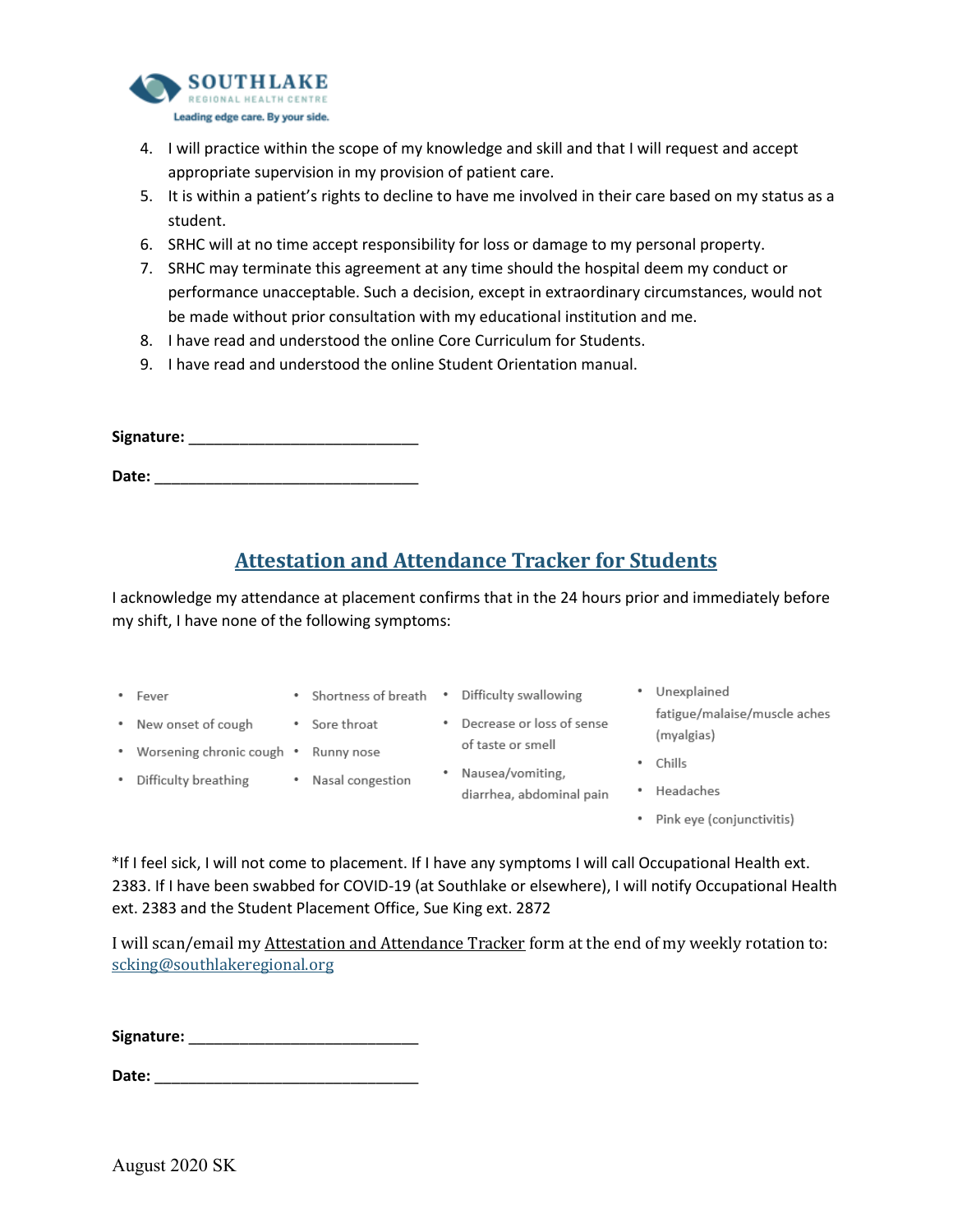4. I will practice within the scope of my knowledge and skill and that I will request and accept appropriate supervision in my provision of patient care.
5. It is within a patient's rights to decline to have me involved in their care based on my status as a student.
6. SRHC will at no time accept responsibility for loss or damage to my personal property.
7. SRHC may terminate this agreement at any time should the hospital deem my conduct or performance unacceptable. Such a decision, except in extraordinary circumstances, would not be made without prior consultation with my educational institution and me.
8. I have read and understood the online Core Curriculum for Students.
9. I have read and understood the online Student Orientation manual.

**Signature:** ___________________________

**Date:** _________________________________

## Attestation and Attendance Tracker for Students

I acknowledge my attendance at placement confirms that in the 24 hours prior and immediately before my shift, I have none of the following symptoms:

- Fever
- New onset of cough
- Worsening chronic cough
- Difficulty breathing
- Shortness of breath
- Sore throat
- Runny nose
- Nasal congestion
- Difficulty swallowing
- Decrease or loss of sense of taste or smell
- Nausea/vomiting, diarrhea, abdominal pain
- Unexplained fatigue/malaise/muscle aches (myalgias)
- Chills
- Headaches
- Pink eye (conjunctivitis)

*If I feel sick, I will not come to placement. If I have any symptoms I will call Occupational Health ext. 2383. If I have been swabbed for COVID-19 (at Southlake or elsewhere), I will notify Occupational Health ext. 2383 and the Student Placement Office, Sue King ext. 2872

I will scan/email my Attestation and Attendance Tracker form at the end of my weekly rotation to: scking@southlakeregional.org

**Signature:** ___________________________

**Date:** _________________________________

August 2020 SK